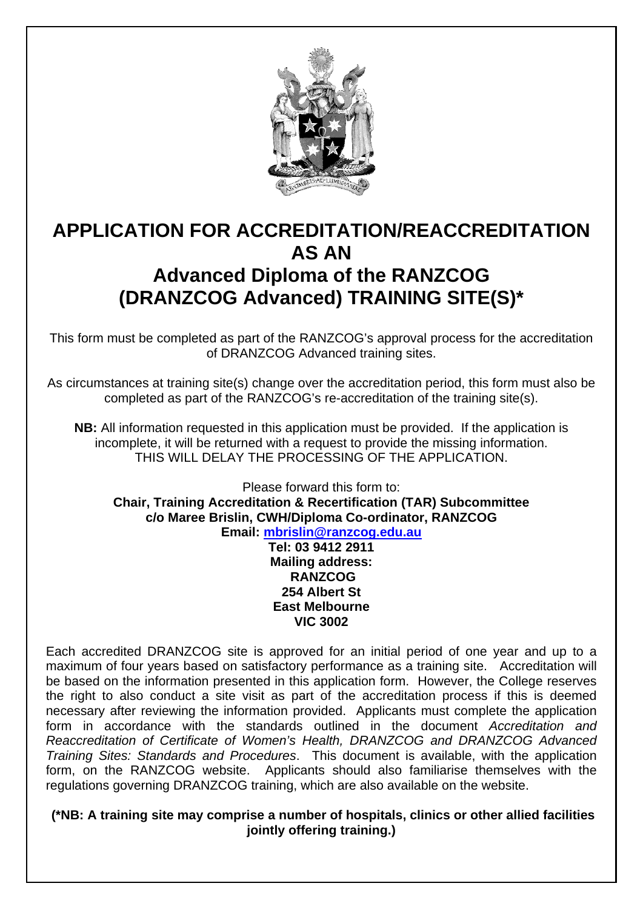# APPLICATION FOR ACCREDITATION/REACCREDITATION AS AN

# Advanced Diploma of the RANZCOG (DRANZCOG Advanced) TRAINING SITE(S)*

This form must be completed as part of the RANZCOG's approval process for the accreditation of DRANZCOG Advanced training sites.

As circumstances at training site(s) change over the accreditation period, this form must also be completed as part of the RANZCOG's re-accreditation of the training site(s).

**NB:** All information requested in this application must be provided. If the application is incomplete, it will be returned with a request to provide the missing information. THIS WILL DELAY THE PROCESSING OF THE APPLICATION.

Please forward this form to:
**Chair, Training Accreditation & Recertification (TAR) Subcommittee**
**c/o Maree Brislin, CWH/Diploma Co-ordinator, RANZCOG**
**Email: mbrislin@ranzcog.edu.au**
**Tel: 03 9412 2911**
**Mailing address:**
**RANZCOG**
**254 Albert St**
**East Melbourne**
**VIC 3002**

Each accredited DRANZCOG site is approved for an initial period of one year and up to a maximum of four years based on satisfactory performance as a training site. Accreditation will be based on the information presented in this application form. However, the College reserves the right to also conduct a site visit as part of the accreditation process if this is deemed necessary after reviewing the information provided. Applicants must complete the application form in accordance with the standards outlined in the document *Accreditation and Reaccreditation of Certificate of Women's Health, DRANZCOG and DRANZCOG Advanced Training Sites: Standards and Procedures*. This document is available, with the application form, on the RANZCOG website. Applicants should also familiarise themselves with the regulations governing DRANZCOG training, which are also available on the website.

**(*NB: A training site may comprise a number of hospitals, clinics or other allied facilities jointly offering training.)**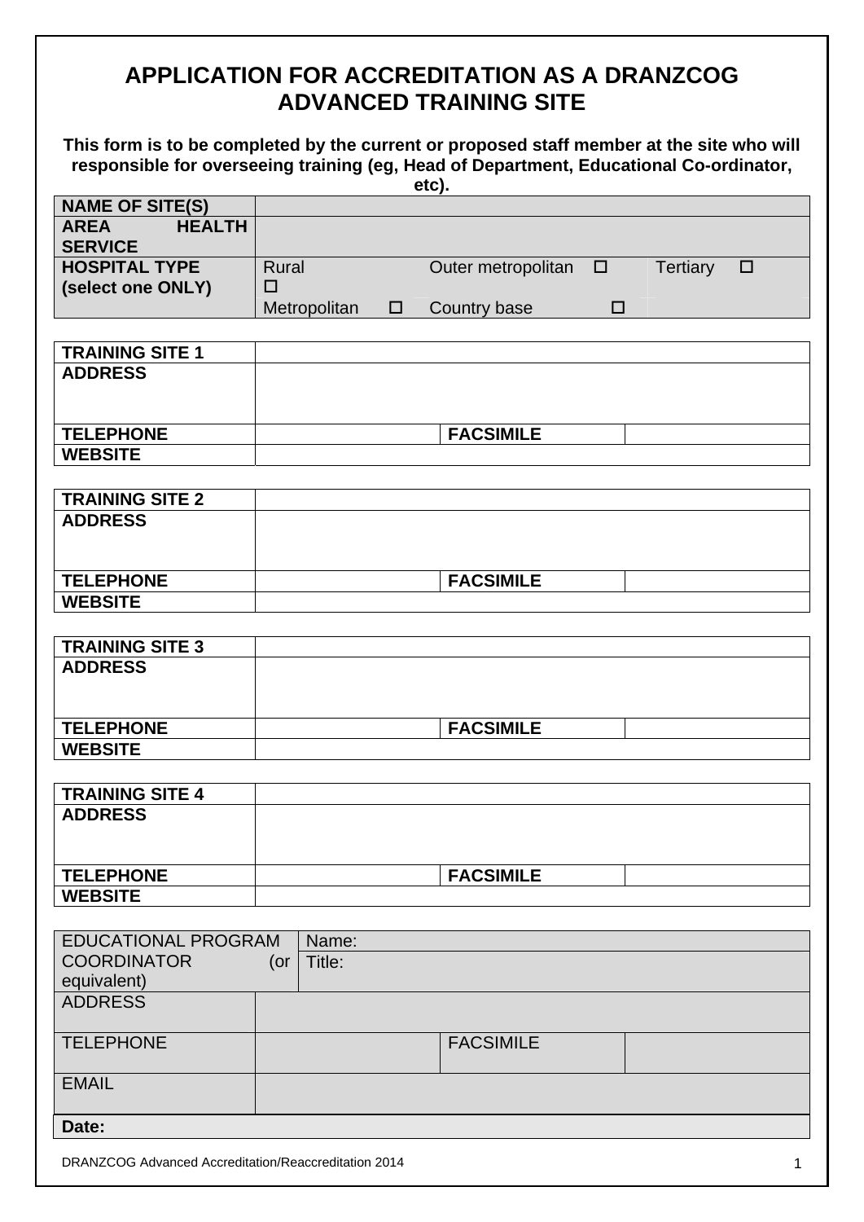# APPLICATION FOR ACCREDITATION AS A DRANZCOG ADVANCED TRAINING SITE

**This form is to be completed by the current or proposed staff member at the site who will responsible for overseeing training (eg, Head of Department, Educational Co-ordinator, etc).**

| | | | |
|---|---|---|---|
| **NAME OF SITE(S)** | | | |
| **AREA HEALTH SERVICE** | | | |
| **HOSPITAL TYPE (select one ONLY)** | Rural ☐<br>Metropolitan ☐ | Outer metropolitan ☐<br>Country base ☐ | Tertiary ☐ |

| | | | |
|---|---|---|---|
| **TRAINING SITE 1** | | | |
| **ADDRESS** | | | |
| **TELEPHONE** | | **FACSIMILE** | |
| **WEBSITE** | | | |

| | | | |
|---|---|---|---|
| **TRAINING SITE 2** | | | |
| **ADDRESS** | | | |
| **TELEPHONE** | | **FACSIMILE** | |
| **WEBSITE** | | | |

| | | | |
|---|---|---|---|
| **TRAINING SITE 3** | | | |
| **ADDRESS** | | | |
| **TELEPHONE** | | **FACSIMILE** | |
| **WEBSITE** | | | |

| | | | |
|---|---|---|---|
| **TRAINING SITE 4** | | | |
| **ADDRESS** | | | |
| **TELEPHONE** | | **FACSIMILE** | |
| **WEBSITE** | | | |

| | | | |
|---|---|---|---|
| EDUCATIONAL PROGRAM COORDINATOR (or equivalent) | Name:<br>Title: | | |
| ADDRESS | | | |
| TELEPHONE | | FACSIMILE | |
| EMAIL | | | |
| **Date:** | | | |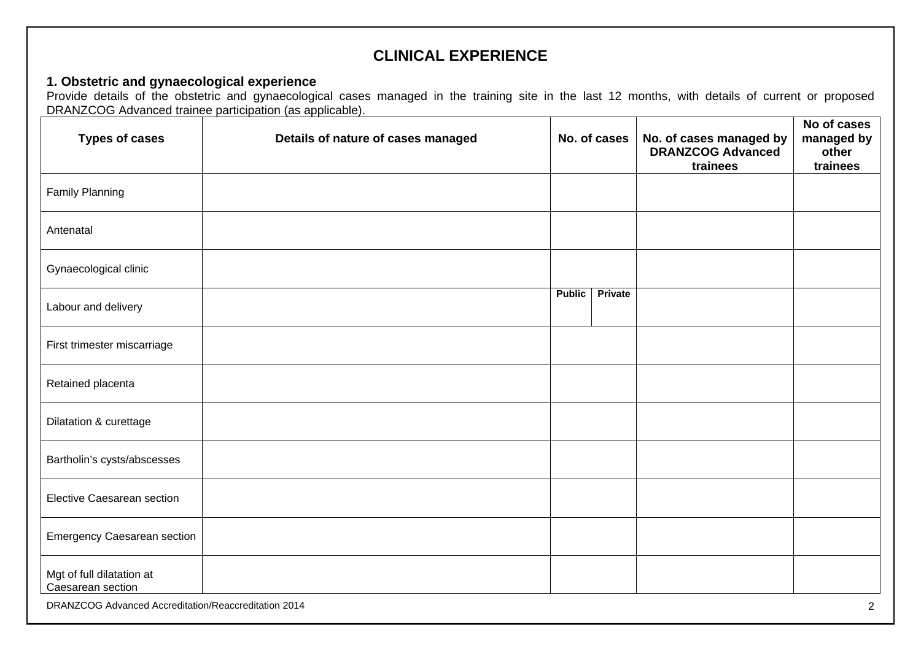## CLINICAL EXPERIENCE

### 1. Obstetric and gynaecological experience

Provide details of the obstetric and gynaecological cases managed in the training site in the last 12 months, with details of current or proposed DRANZCOG Advanced trainee participation (as applicable).

| Types of cases | Details of nature of cases managed | No. of cases | | No. of cases managed by DRANZCOG Advanced trainees | No of cases managed by other trainees |
|---|---|---|---|---|---|
| Family Planning | | | | | |
| Antenatal | | | | | |
| Gynaecological clinic | | | | | |
| Labour and delivery | | Public | Private | | |
| First trimester miscarriage | | | | | |
| Retained placenta | | | | | |
| Dilatation & curettage | | | | | |
| Bartholin's cysts/abscesses | | | | | |
| Elective Caesarean section | | | | | |
| Emergency Caesarean section | | | | | |
| Mgt of full dilatation at Caesarean section | | | | | |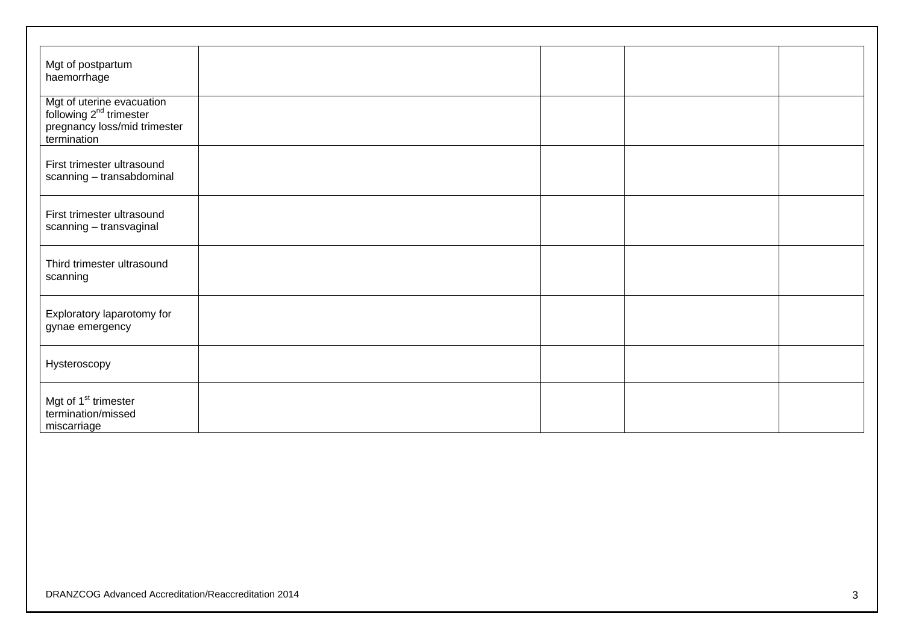| | | | | |
|---|---|---|---|---|
| Mgt of postpartum haemorrhage | | | | |
| Mgt of uterine evacuation following 2nd trimester pregnancy loss/mid trimester termination | | | | |
| First trimester ultrasound scanning – transabdominal | | | | |
| First trimester ultrasound scanning – transvaginal | | | | |
| Third trimester ultrasound scanning | | | | |
| Exploratory laparotomy for gynae emergency | | | | |
| Hysteroscopy | | | | |
| Mgt of 1st trimester termination/missed miscarriage | | | | |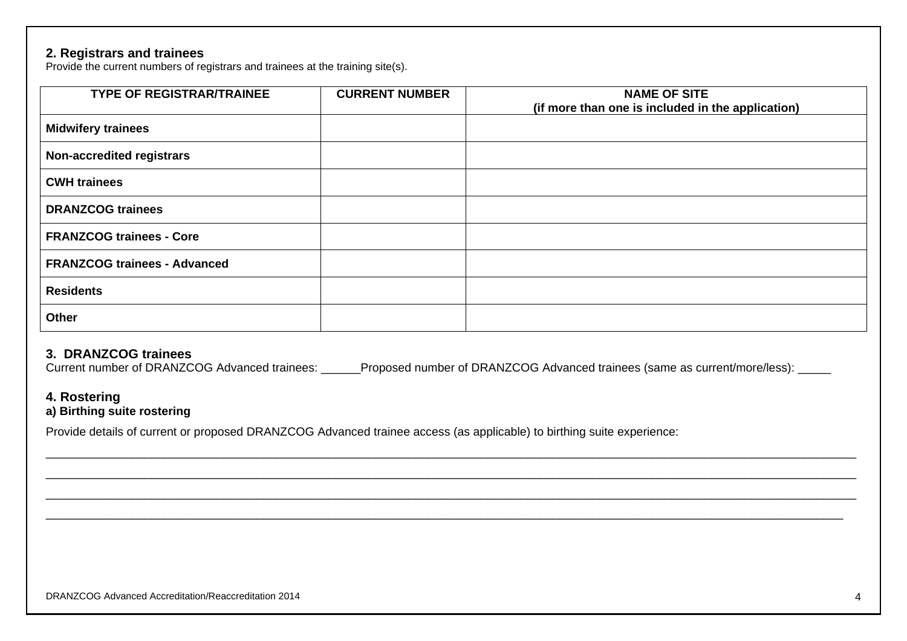## 2. Registrars and trainees

Provide the current numbers of registrars and trainees at the training site(s).

| TYPE OF REGISTRAR/TRAINEE | CURRENT NUMBER | NAME OF SITE (if more than one is included in the application) |
|---|---|---|
| **Midwifery trainees** | | |
| **Non-accredited registrars** | | |
| **CWH trainees** | | |
| **DRANZCOG trainees** | | |
| **FRANZCOG trainees - Core** | | |
| **FRANZCOG trainees - Advanced** | | |
| **Residents** | | |
| **Other** | | |

## 3. DRANZCOG trainees

Current number of DRANZCOG Advanced trainees: ______Proposed number of DRANZCOG Advanced trainees (same as current/more/less): _____

## 4. Rostering

### a) Birthing suite rostering

Provide details of current or proposed DRANZCOG Advanced trainee access (as applicable) to birthing suite experience:

________________________________________________________________________________________________________________________________

________________________________________________________________________________________________________________________________

________________________________________________________________________________________________________________________________

______________________________________________________________________________________________________________________________

DRANZCOG Advanced Accreditation/Reaccreditation 2014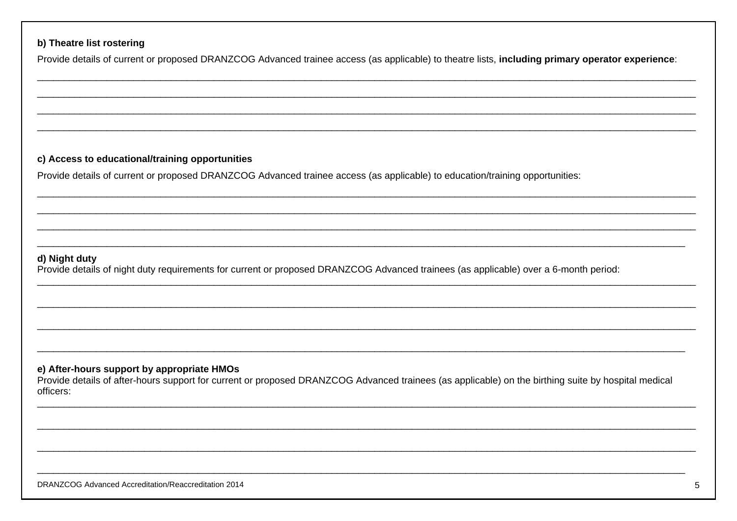**b) Theatre list rostering**

Provide details of current or proposed DRANZCOG Advanced trainee access (as applicable) to theatre lists, **including primary operator experience**:

______________________________________________________________________________________________________________

______________________________________________________________________________________________________________

______________________________________________________________________________________________________________

______________________________________________________________________________________________________________

**c) Access to educational/training opportunities**

Provide details of current or proposed DRANZCOG Advanced trainee access (as applicable) to education/training opportunities:

______________________________________________________________________________________________________________

______________________________________________________________________________________________________________

______________________________________________________________________________________________________________

______________________________________________________________________________________________________________

**d) Night duty**

Provide details of night duty requirements for current or proposed DRANZCOG Advanced trainees (as applicable) over a 6-month period:

______________________________________________________________________________________________________________

______________________________________________________________________________________________________________

______________________________________________________________________________________________________________

______________________________________________________________________________________________________________

**e) After-hours support by appropriate HMOs**

Provide details of after-hours support for current or proposed DRANZCOG Advanced trainees (as applicable) on the birthing suite by hospital medical officers:

______________________________________________________________________________________________________________

______________________________________________________________________________________________________________

______________________________________________________________________________________________________________

______________________________________________________________________________________________________________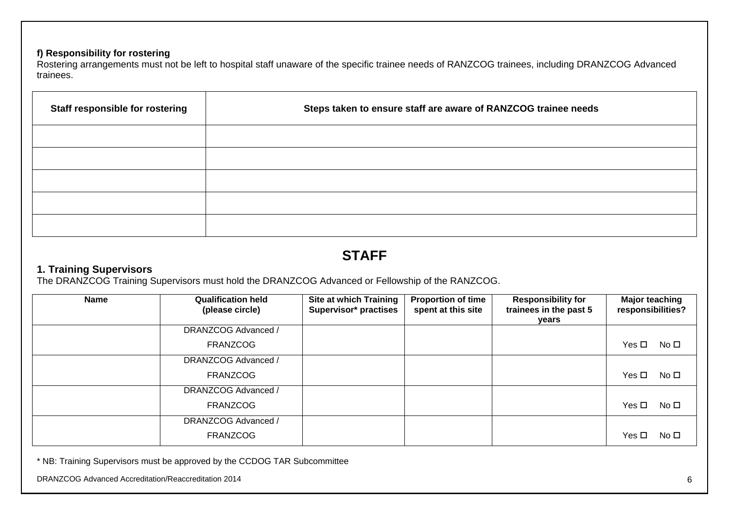**f) Responsibility for rostering**

Rostering arrangements must not be left to hospital staff unaware of the specific trainee needs of RANZCOG trainees, including DRANZCOG Advanced trainees.

| Staff responsible for rostering | Steps taken to ensure staff are aware of RANZCOG trainee needs |
|---|---|
| | |
| | |
| | |
| | |
| | |

# STAFF

**1. Training Supervisors**

The DRANZCOG Training Supervisors must hold the DRANZCOG Advanced or Fellowship of the RANZCOG.

| Name | Qualification held (please circle) | Site at which Training Supervisor* practises | Proportion of time spent at this site | Responsibility for trainees in the past 5 years | Major teaching responsibilities? |
|---|---|---|---|---|---|
| | DRANZCOG Advanced / FRANZCOG | | | | Yes ☐ No ☐ |
| | DRANZCOG Advanced / FRANZCOG | | | | Yes ☐ No ☐ |
| | DRANZCOG Advanced / FRANZCOG | | | | Yes ☐ No ☐ |
| | DRANZCOG Advanced / FRANZCOG | | | | Yes ☐ No ☐ |

* NB: Training Supervisors must be approved by the CCDOG TAR Subcommittee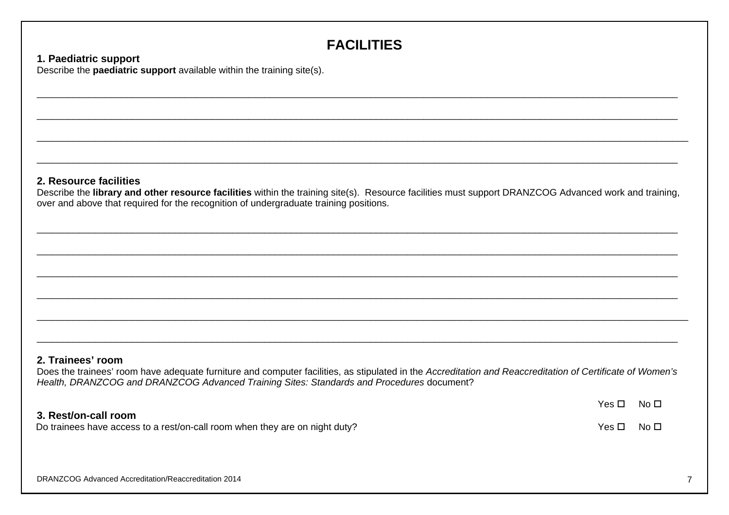# FACILITIES

**1. Paediatric support**

Describe the **paediatric support** available within the training site(s).

\_\_\_\_\_\_\_\_\_\_\_\_\_\_\_\_\_\_\_\_\_\_\_\_\_\_\_\_\_\_\_\_\_\_\_\_\_\_\_\_\_\_\_\_\_\_\_\_\_\_\_\_\_\_\_\_\_\_\_\_\_\_\_\_\_\_\_\_\_\_\_\_\_\_\_\_\_\_

\_\_\_\_\_\_\_\_\_\_\_\_\_\_\_\_\_\_\_\_\_\_\_\_\_\_\_\_\_\_\_\_\_\_\_\_\_\_\_\_\_\_\_\_\_\_\_\_\_\_\_\_\_\_\_\_\_\_\_\_\_\_\_\_\_\_\_\_\_\_\_\_\_\_\_\_\_\_

\_\_\_\_\_\_\_\_\_\_\_\_\_\_\_\_\_\_\_\_\_\_\_\_\_\_\_\_\_\_\_\_\_\_\_\_\_\_\_\_\_\_\_\_\_\_\_\_\_\_\_\_\_\_\_\_\_\_\_\_\_\_\_\_\_\_\_\_\_\_\_\_\_\_\_\_\_\_

\_\_\_\_\_\_\_\_\_\_\_\_\_\_\_\_\_\_\_\_\_\_\_\_\_\_\_\_\_\_\_\_\_\_\_\_\_\_\_\_\_\_\_\_\_\_\_\_\_\_\_\_\_\_\_\_\_\_\_\_\_\_\_\_\_\_\_\_\_\_\_\_\_\_\_\_\_\_

**2. Resource facilities**

Describe the **library and other resource facilities** within the training site(s). Resource facilities must support DRANZCOG Advanced work and training, over and above that required for the recognition of undergraduate training positions.

\_\_\_\_\_\_\_\_\_\_\_\_\_\_\_\_\_\_\_\_\_\_\_\_\_\_\_\_\_\_\_\_\_\_\_\_\_\_\_\_\_\_\_\_\_\_\_\_\_\_\_\_\_\_\_\_\_\_\_\_\_\_\_\_\_\_\_\_\_\_\_\_\_\_\_\_\_\_

\_\_\_\_\_\_\_\_\_\_\_\_\_\_\_\_\_\_\_\_\_\_\_\_\_\_\_\_\_\_\_\_\_\_\_\_\_\_\_\_\_\_\_\_\_\_\_\_\_\_\_\_\_\_\_\_\_\_\_\_\_\_\_\_\_\_\_\_\_\_\_\_\_\_\_\_\_\_

\_\_\_\_\_\_\_\_\_\_\_\_\_\_\_\_\_\_\_\_\_\_\_\_\_\_\_\_\_\_\_\_\_\_\_\_\_\_\_\_\_\_\_\_\_\_\_\_\_\_\_\_\_\_\_\_\_\_\_\_\_\_\_\_\_\_\_\_\_\_\_\_\_\_\_\_\_\_

\_\_\_\_\_\_\_\_\_\_\_\_\_\_\_\_\_\_\_\_\_\_\_\_\_\_\_\_\_\_\_\_\_\_\_\_\_\_\_\_\_\_\_\_\_\_\_\_\_\_\_\_\_\_\_\_\_\_\_\_\_\_\_\_\_\_\_\_\_\_\_\_\_\_\_\_\_\_

\_\_\_\_\_\_\_\_\_\_\_\_\_\_\_\_\_\_\_\_\_\_\_\_\_\_\_\_\_\_\_\_\_\_\_\_\_\_\_\_\_\_\_\_\_\_\_\_\_\_\_\_\_\_\_\_\_\_\_\_\_\_\_\_\_\_\_\_\_\_\_\_\_\_\_\_\_\_

\_\_\_\_\_\_\_\_\_\_\_\_\_\_\_\_\_\_\_\_\_\_\_\_\_\_\_\_\_\_\_\_\_\_\_\_\_\_\_\_\_\_\_\_\_\_\_\_\_\_\_\_\_\_\_\_\_\_\_\_\_\_\_\_\_\_\_\_\_\_\_\_\_\_\_\_\_\_

**2. Trainees' room**

Does the trainees' room have adequate furniture and computer facilities, as stipulated in the *Accreditation and Reaccreditation of Certificate of Women's Health, DRANZCOG and DRANZCOG Advanced Training Sites: Standards and Procedures* document?

Yes ☐ No ☐

**3. Rest/on-call room**

Do trainees have access to a rest/on-call room when they are on night duty? Yes ☐ No ☐

DRANZCOG Advanced Accreditation/Reaccreditation 2014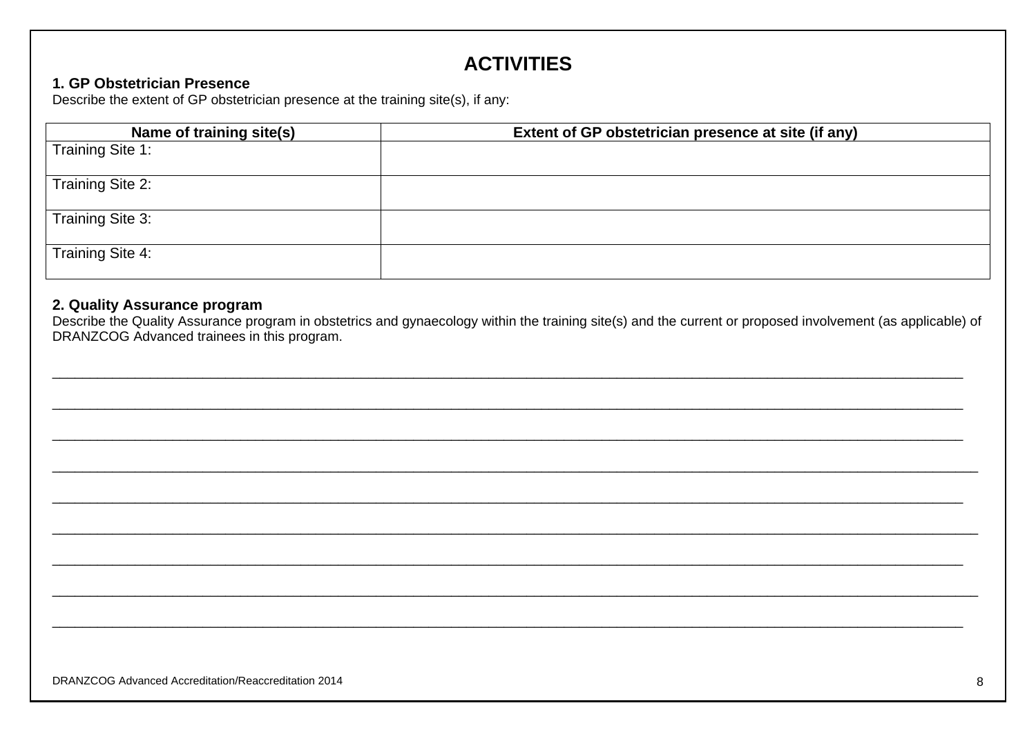# ACTIVITIES

### 1. GP Obstetrician Presence

Describe the extent of GP obstetrician presence at the training site(s), if any:

| Name of training site(s) | Extent of GP obstetrician presence at site (if any) |
|---|---|
| Training Site 1: | |
| Training Site 2: | |
| Training Site 3: | |
| Training Site 4: | |

### 2. Quality Assurance program

Describe the Quality Assurance program in obstetrics and gynaecology within the training site(s) and the current or proposed involvement (as applicable) of DRANZCOG Advanced trainees in this program.

_______________________________________________________________________________________________________________

_______________________________________________________________________________________________________________

_______________________________________________________________________________________________________________

_______________________________________________________________________________________________________________

_______________________________________________________________________________________________________________

_______________________________________________________________________________________________________________

_______________________________________________________________________________________________________________

_______________________________________________________________________________________________________________

_______________________________________________________________________________________________________________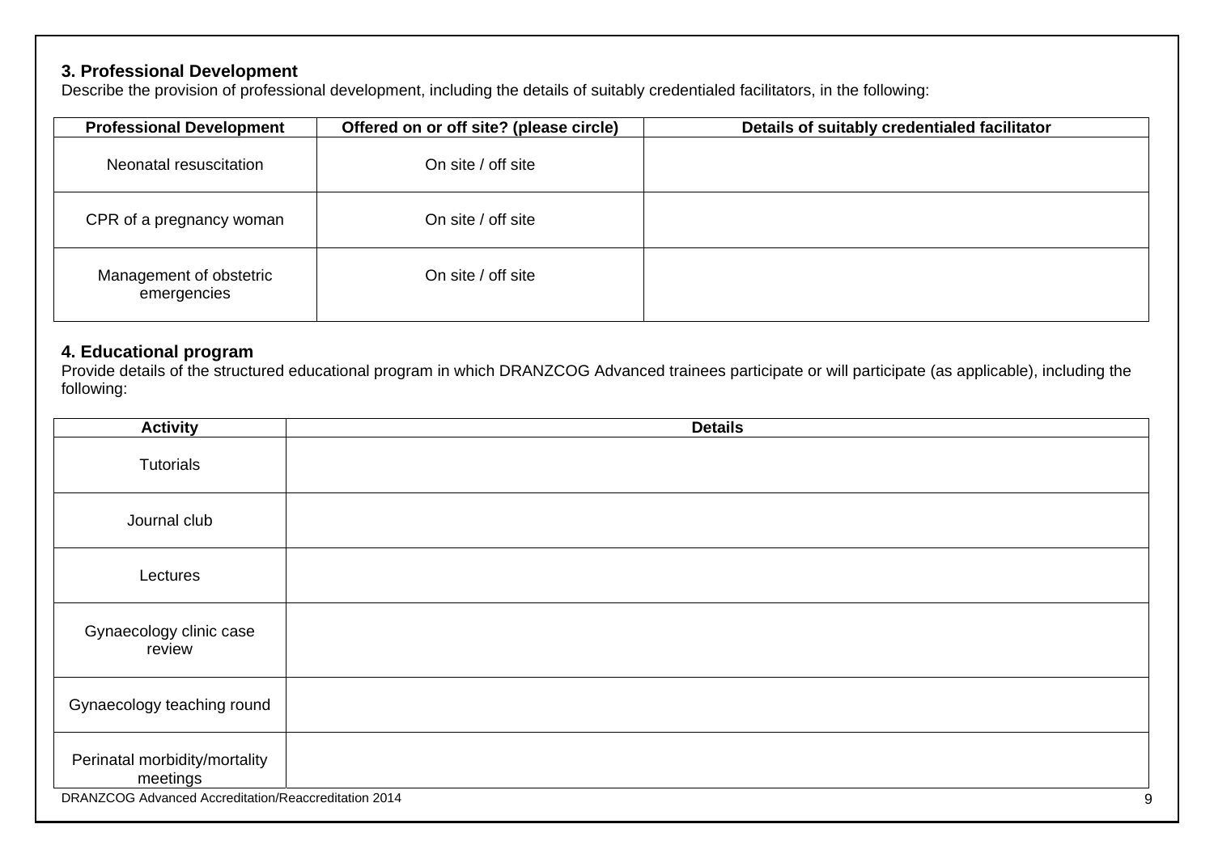### 3. Professional Development

Describe the provision of professional development, including the details of suitably credentialed facilitators, in the following:

| Professional Development | Offered on or off site? (please circle) | Details of suitably credentialed facilitator |
|---|---|---|
| Neonatal resuscitation | On site / off site | |
| CPR of a pregnancy woman | On site / off site | |
| Management of obstetric emergencies | On site / off site | |

### 4. Educational program

Provide details of the structured educational program in which DRANZCOG Advanced trainees participate or will participate (as applicable), including the following:

| Activity | Details |
|---|---|
| Tutorials | |
| Journal club | |
| Lectures | |
| Gynaecology clinic case review | |
| Gynaecology teaching round | |
| Perinatal morbidity/mortality meetings | |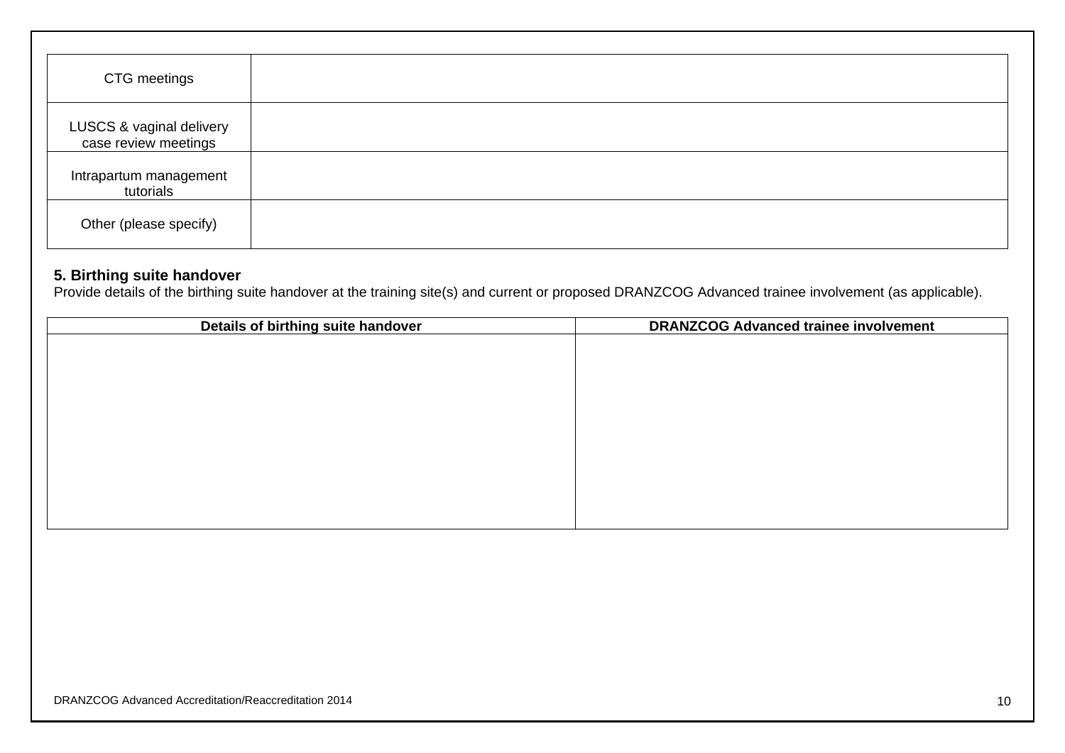| | |
|---|---|
| CTG meetings | |
| LUSCS & vaginal delivery case review meetings | |
| Intrapartum management tutorials | |
| Other (please specify) | |

**5. Birthing suite handover**
Provide details of the birthing suite handover at the training site(s) and current or proposed DRANZCOG Advanced trainee involvement (as applicable).

| Details of birthing suite handover | DRANZCOG Advanced trainee involvement |
|---|---|
| | |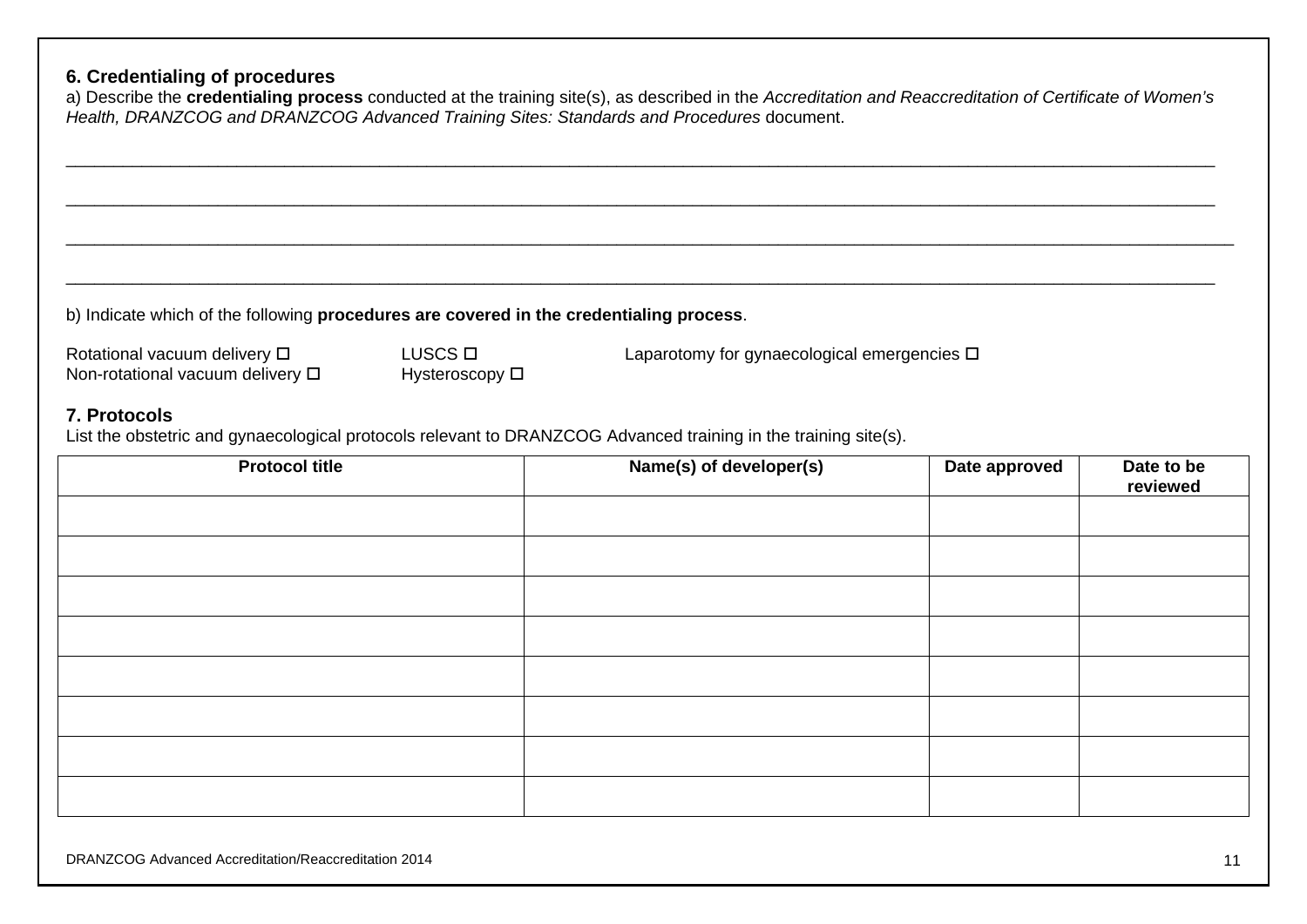### 6. Credentialing of procedures

a) Describe the **credentialing process** conducted at the training site(s), as described in the *Accreditation and Reaccreditation of Certificate of Women's Health, DRANZCOG and DRANZCOG Advanced Training Sites: Standards and Procedures* document.

\_\_\_\_\_\_\_\_\_\_\_\_\_\_\_\_\_\_\_\_\_\_\_\_\_\_\_\_\_\_\_\_\_\_\_\_\_\_\_\_\_\_\_\_\_\_\_\_\_\_\_\_\_\_\_\_\_\_\_\_\_\_\_\_\_\_\_\_\_\_\_\_\_\_\_\_\_\_\_\_\_\_\_\_\_\_\_\_\_\_\_\_\_\_\_\_\_\_\_\_

\_\_\_\_\_\_\_\_\_\_\_\_\_\_\_\_\_\_\_\_\_\_\_\_\_\_\_\_\_\_\_\_\_\_\_\_\_\_\_\_\_\_\_\_\_\_\_\_\_\_\_\_\_\_\_\_\_\_\_\_\_\_\_\_\_\_\_\_\_\_\_\_\_\_\_\_\_\_\_\_\_\_\_\_\_\_\_\_\_\_\_\_\_\_\_\_\_\_\_\_

\_\_\_\_\_\_\_\_\_\_\_\_\_\_\_\_\_\_\_\_\_\_\_\_\_\_\_\_\_\_\_\_\_\_\_\_\_\_\_\_\_\_\_\_\_\_\_\_\_\_\_\_\_\_\_\_\_\_\_\_\_\_\_\_\_\_\_\_\_\_\_\_\_\_\_\_\_\_\_\_\_\_\_\_\_\_\_\_\_\_\_\_\_\_\_\_\_\_\_\_

\_\_\_\_\_\_\_\_\_\_\_\_\_\_\_\_\_\_\_\_\_\_\_\_\_\_\_\_\_\_\_\_\_\_\_\_\_\_\_\_\_\_\_\_\_\_\_\_\_\_\_\_\_\_\_\_\_\_\_\_\_\_\_\_\_\_\_\_\_\_\_\_\_\_\_\_\_\_\_\_\_\_\_\_\_\_\_\_\_\_\_\_\_\_\_\_\_\_\_\_

b) Indicate which of the following **procedures are covered in the credentialing process**.

Rotational vacuum delivery ☐ LUSCS ☐ Laparotomy for gynaecological emergencies ☐
Non-rotational vacuum delivery ☐ Hysteroscopy ☐

### 7. Protocols

List the obstetric and gynaecological protocols relevant to DRANZCOG Advanced training in the training site(s).

| Protocol title | Name(s) of developer(s) | Date approved | Date to be reviewed |
|---|---|---|---|
| | | | |
| | | | |
| | | | |
| | | | |
| | | | |
| | | | |
| | | | |
| | | | |